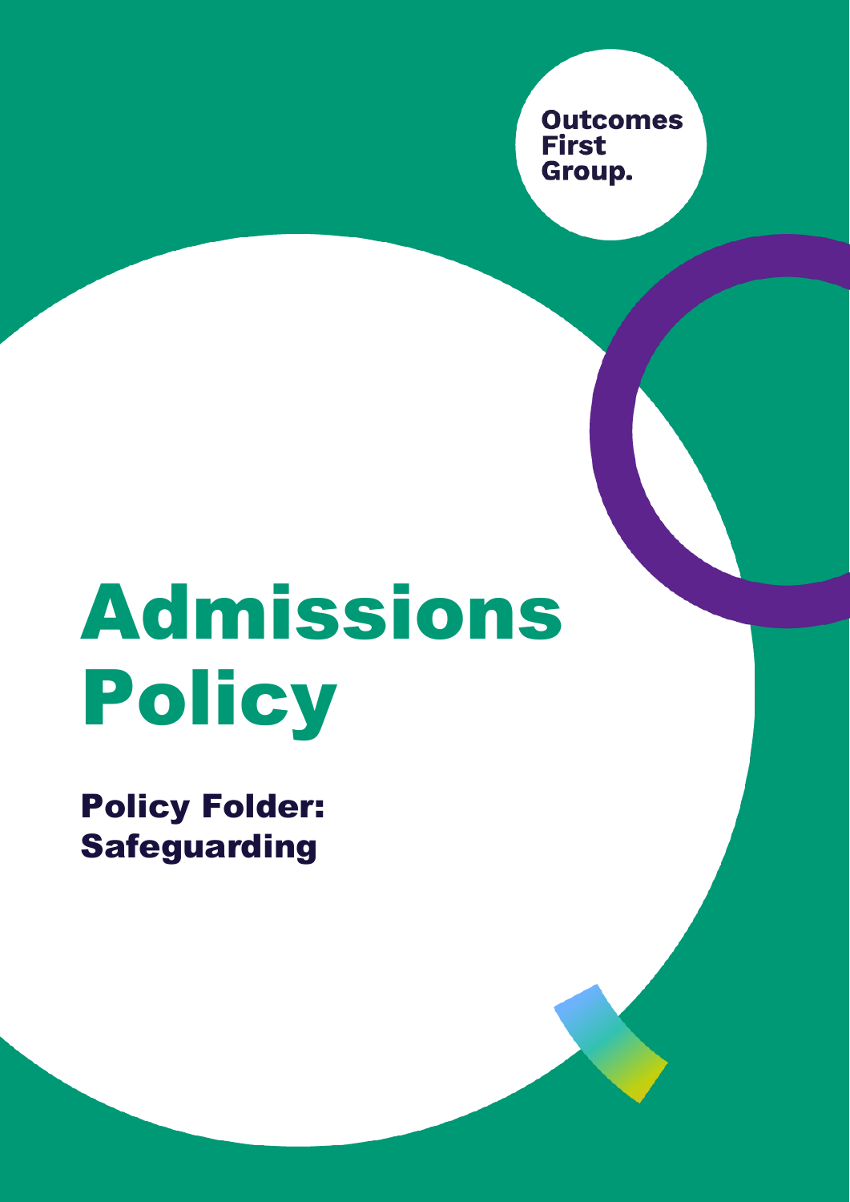Outcomes First Group.

# Admissions Policy

## Policy Folder: Safeguarding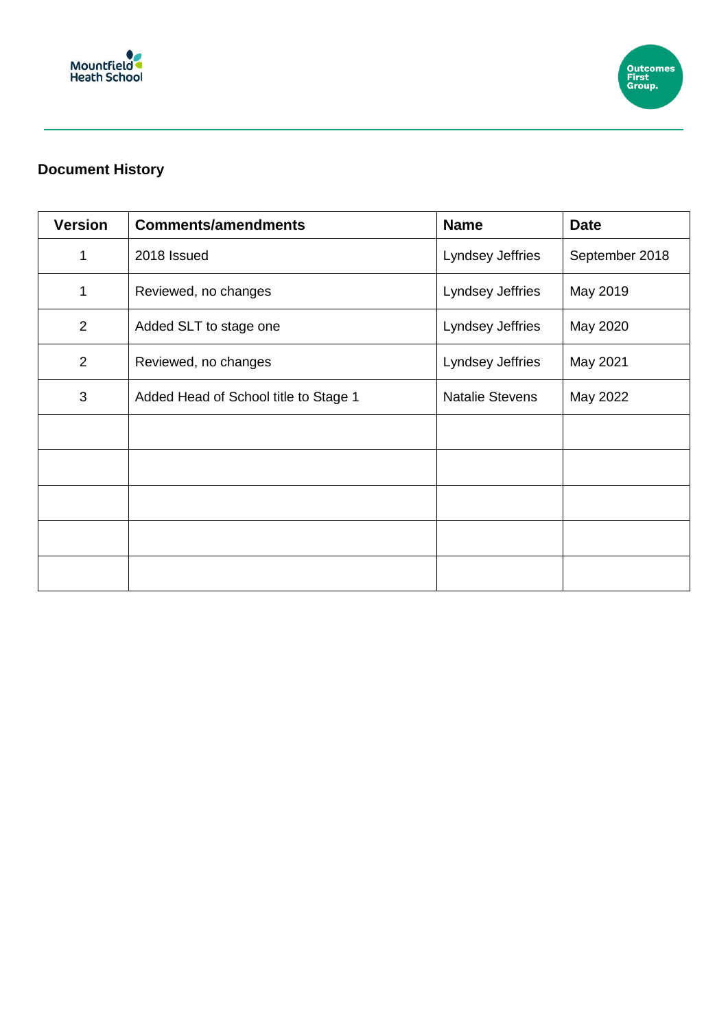## Document History

| Version | Comments/amendments | Name | Date |
|---|---|---|---|
| 1 | 2018 Issued | Lyndsey Jeffries | September 2018 |
| 1 | Reviewed, no changes | Lyndsey Jeffries | May 2019 |
| 2 | Added SLT to stage one | Lyndsey Jeffries | May 2020 |
| 2 | Reviewed, no changes | Lyndsey Jeffries | May 2021 |
| 3 | Added Head of School title to Stage 1 | Natalie Stevens | May 2022 |
| | | | |
| | | | |
| | | | |
| | | | |
| | | | |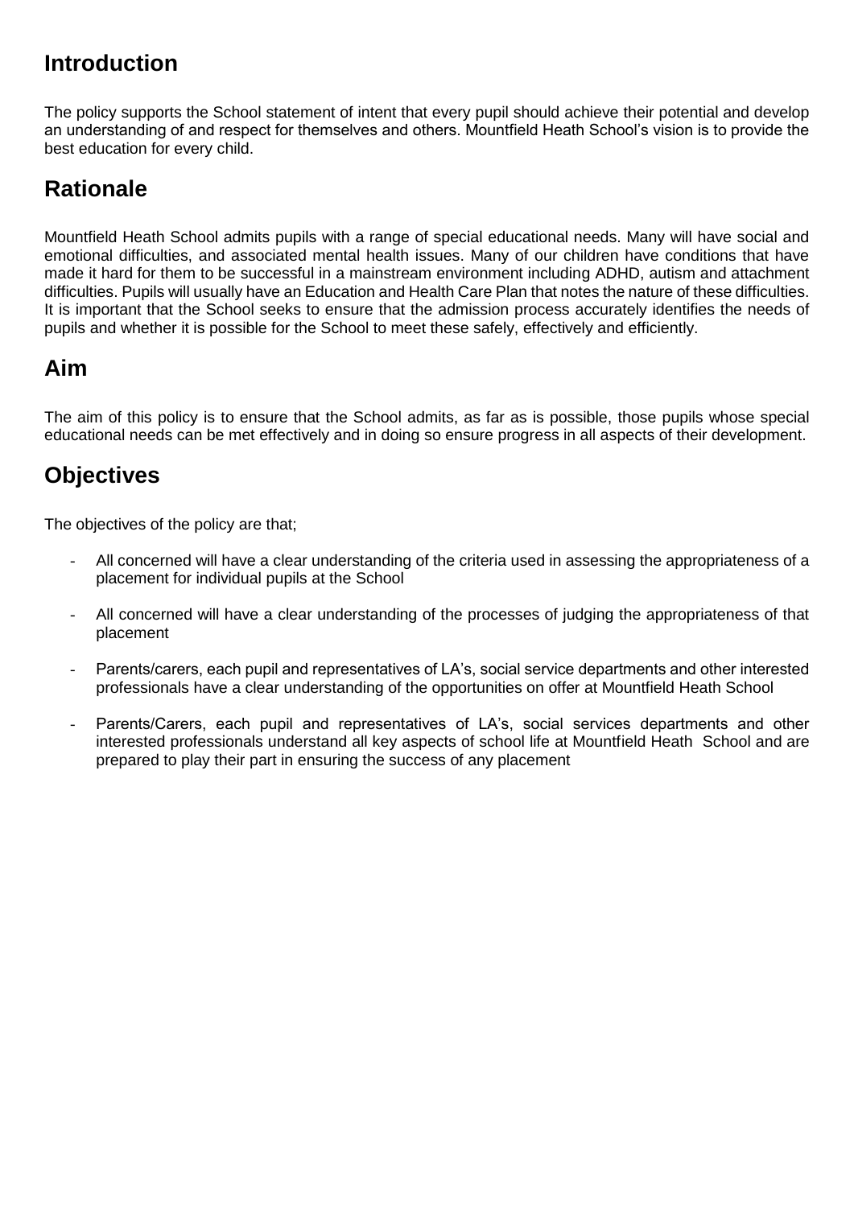## Introduction

The policy supports the School statement of intent that every pupil should achieve their potential and develop an understanding of and respect for themselves and others. Mountfield Heath School's vision is to provide the best education for every child.

## Rationale

Mountfield Heath School admits pupils with a range of special educational needs. Many will have social and emotional difficulties, and associated mental health issues. Many of our children have conditions that have made it hard for them to be successful in a mainstream environment including ADHD, autism and attachment difficulties. Pupils will usually have an Education and Health Care Plan that notes the nature of these difficulties. It is important that the School seeks to ensure that the admission process accurately identifies the needs of pupils and whether it is possible for the School to meet these safely, effectively and efficiently.

## Aim

The aim of this policy is to ensure that the School admits, as far as is possible, those pupils whose special educational needs can be met effectively and in doing so ensure progress in all aspects of their development.

## Objectives

The objectives of the policy are that;

- All concerned will have a clear understanding of the criteria used in assessing the appropriateness of a placement for individual pupils at the School
- All concerned will have a clear understanding of the processes of judging the appropriateness of that placement
- Parents/carers, each pupil and representatives of LA's, social service departments and other interested professionals have a clear understanding of the opportunities on offer at Mountfield Heath School
- Parents/Carers, each pupil and representatives of LA's, social services departments and other interested professionals understand all key aspects of school life at Mountfield Heath School and are prepared to play their part in ensuring the success of any placement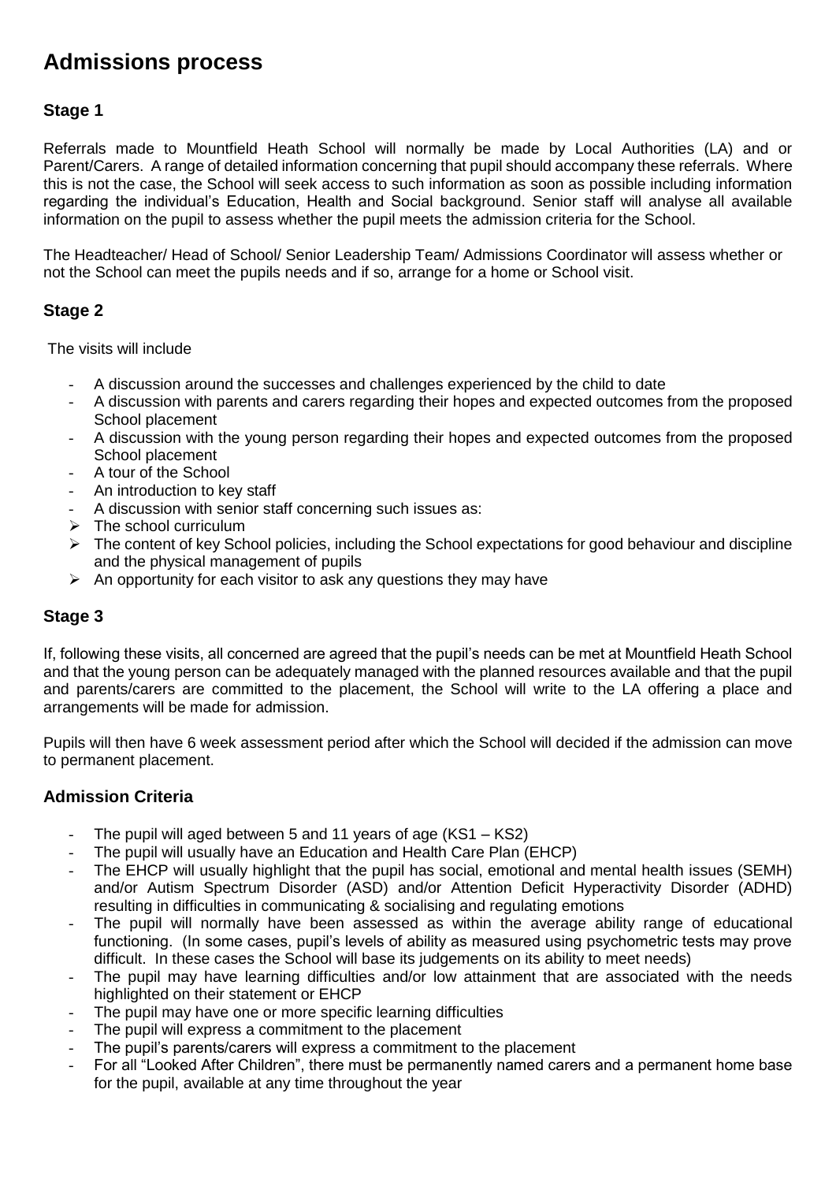# Admissions process

## Stage 1

Referrals made to Mountfield Heath School will normally be made by Local Authorities (LA) and or Parent/Carers. A range of detailed information concerning that pupil should accompany these referrals. Where this is not the case, the School will seek access to such information as soon as possible including information regarding the individual's Education, Health and Social background. Senior staff will analyse all available information on the pupil to assess whether the pupil meets the admission criteria for the School.

The Headteacher/ Head of School/ Senior Leadership Team/ Admissions Coordinator will assess whether or not the School can meet the pupils needs and if so, arrange for a home or School visit.

## Stage 2

The visits will include

- A discussion around the successes and challenges experienced by the child to date
- A discussion with parents and carers regarding their hopes and expected outcomes from the proposed School placement
- A discussion with the young person regarding their hopes and expected outcomes from the proposed School placement
- A tour of the School
- An introduction to key staff
- A discussion with senior staff concerning such issues as:
  - The school curriculum
  - The content of key School policies, including the School expectations for good behaviour and discipline and the physical management of pupils
  - An opportunity for each visitor to ask any questions they may have

## Stage 3

If, following these visits, all concerned are agreed that the pupil's needs can be met at Mountfield Heath School and that the young person can be adequately managed with the planned resources available and that the pupil and parents/carers are committed to the placement, the School will write to the LA offering a place and arrangements will be made for admission.

Pupils will then have 6 week assessment period after which the School will decided if the admission can move to permanent placement.

## Admission Criteria

- The pupil will aged between 5 and 11 years of age (KS1 – KS2)
- The pupil will usually have an Education and Health Care Plan (EHCP)
- The EHCP will usually highlight that the pupil has social, emotional and mental health issues (SEMH) and/or Autism Spectrum Disorder (ASD) and/or Attention Deficit Hyperactivity Disorder (ADHD) resulting in difficulties in communicating & socialising and regulating emotions
- The pupil will normally have been assessed as within the average ability range of educational functioning. (In some cases, pupil's levels of ability as measured using psychometric tests may prove difficult. In these cases the School will base its judgements on its ability to meet needs)
- The pupil may have learning difficulties and/or low attainment that are associated with the needs highlighted on their statement or EHCP
- The pupil may have one or more specific learning difficulties
- The pupil will express a commitment to the placement
- The pupil's parents/carers will express a commitment to the placement
- For all "Looked After Children", there must be permanently named carers and a permanent home base for the pupil, available at any time throughout the year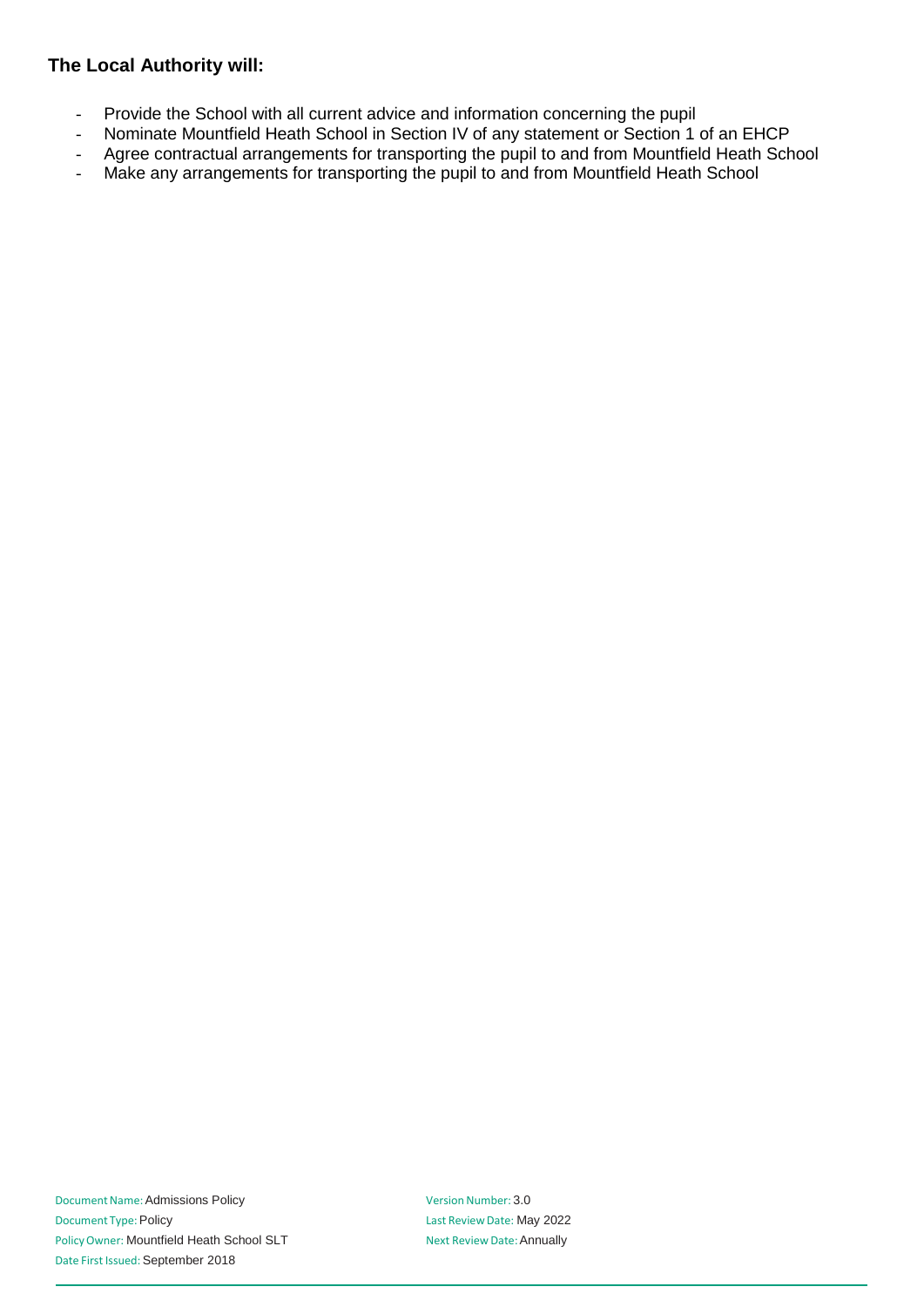**The Local Authority will:**

- Provide the School with all current advice and information concerning the pupil
- Nominate Mountfield Heath School in Section IV of any statement or Section 1 of an EHCP
- Agree contractual arrangements for transporting the pupil to and from Mountfield Heath School
- Make any arrangements for transporting the pupil to and from Mountfield Heath School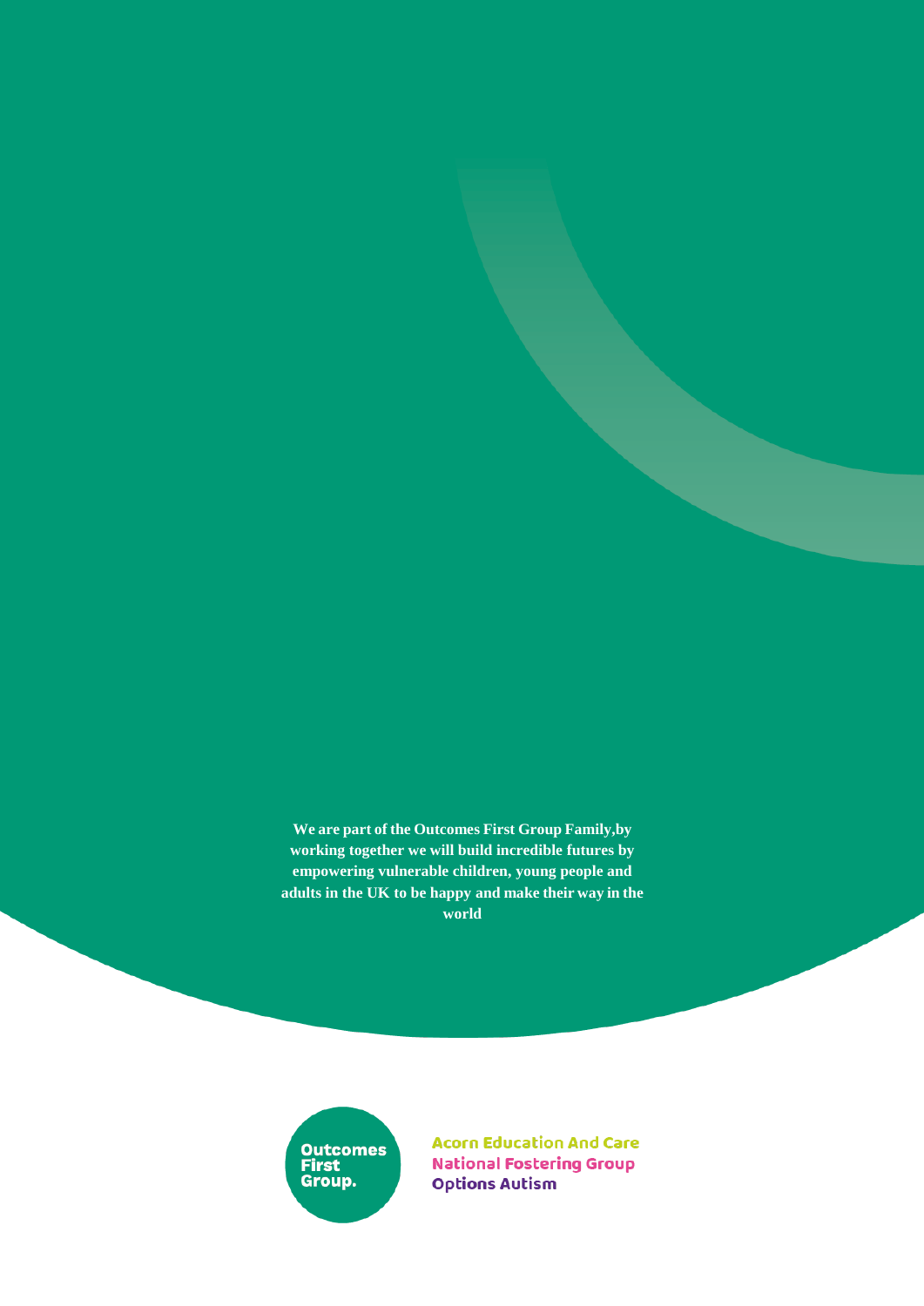**We are part of the Outcomes First Group Family,by working together we will build incredible futures by empowering vulnerable children, young people and adults in the UK to be happy and make their way in the world**

Outcomes First Group.

Acorn Education And Care
National Fostering Group
Options Autism